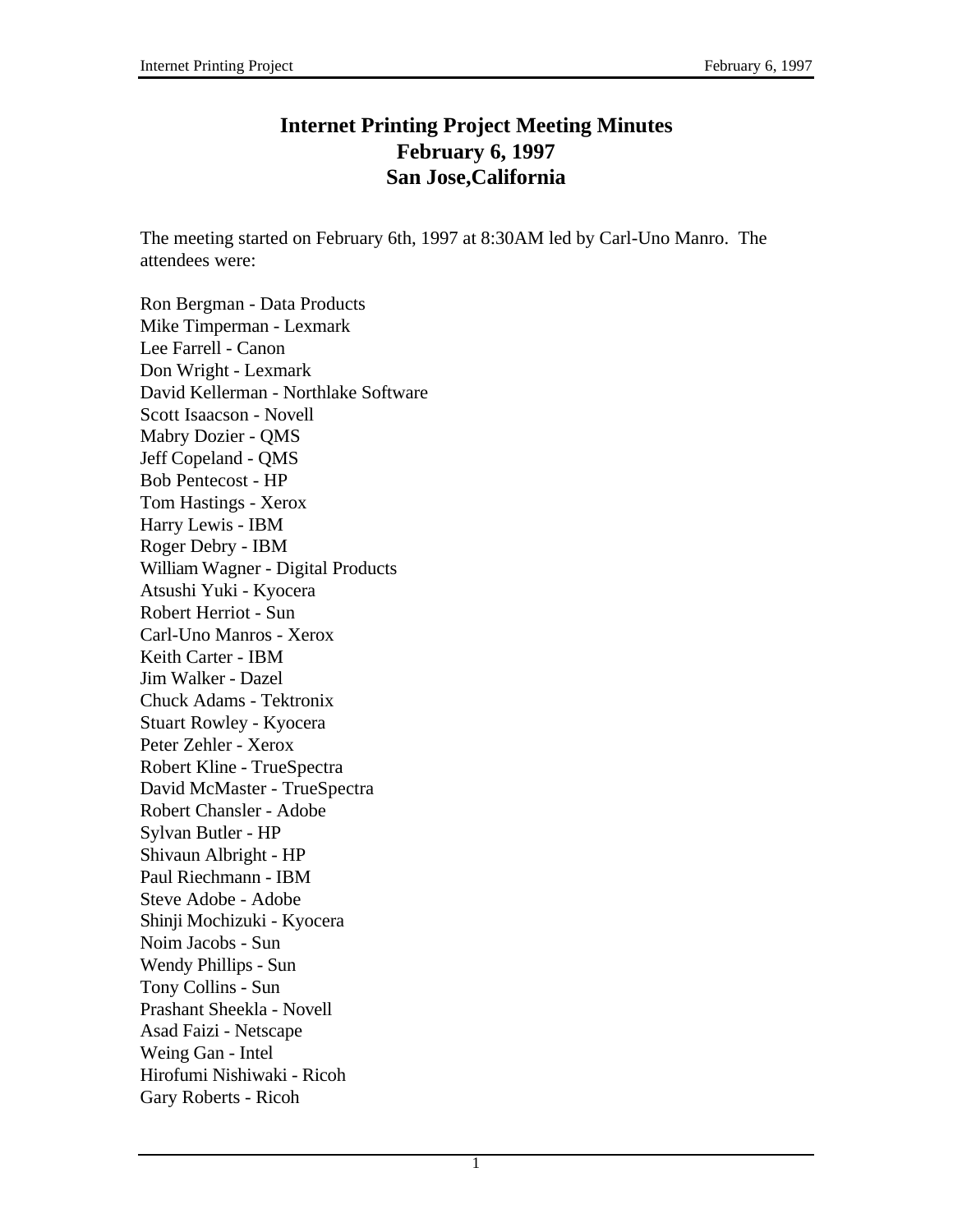# Internet Printing Project Meeting Minutes
# February 6, 1997
# San Jose,California

The meeting started on February 6th, 1997 at 8:30AM led by Carl-Uno Manro. The attendees were:

Ron Bergman - Data Products
Mike Timperman - Lexmark
Lee Farrell - Canon
Don Wright - Lexmark
David Kellerman - Northlake Software
Scott Isaacson - Novell
Mabry Dozier - QMS
Jeff Copeland - QMS
Bob Pentecost - HP
Tom Hastings - Xerox
Harry Lewis - IBM
Roger Debry - IBM
William Wagner - Digital Products
Atsushi Yuki - Kyocera
Robert Herriot - Sun
Carl-Uno Manros - Xerox
Keith Carter - IBM
Jim Walker - Dazel
Chuck Adams - Tektronix
Stuart Rowley - Kyocera
Peter Zehler - Xerox
Robert Kline - TrueSpectra
David McMaster - TrueSpectra
Robert Chansler - Adobe
Sylvan Butler - HP
Shivaun Albright - HP
Paul Riechmann - IBM
Steve Adobe - Adobe
Shinji Mochizuki - Kyocera
Noim Jacobs - Sun
Wendy Phillips - Sun
Tony Collins - Sun
Prashant Sheekla - Novell
Asad Faizi - Netscape
Weing Gan - Intel
Hirofumi Nishiwaki - Ricoh
Gary Roberts - Ricoh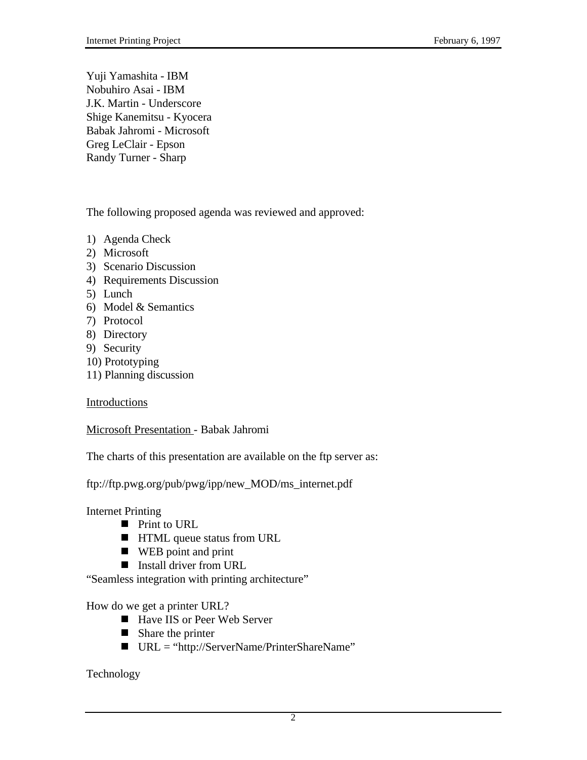Yuji Yamashita - IBM
Nobuhiro Asai - IBM
J.K. Martin - Underscore
Shige Kanemitsu - Kyocera
Babak Jahromi - Microsoft
Greg LeClair - Epson
Randy Turner - Sharp

The following proposed agenda was reviewed and approved:

1) Agenda Check
2) Microsoft
3) Scenario Discussion
4) Requirements Discussion
5) Lunch
6) Model & Semantics
7) Protocol
8) Directory
9) Security
10) Prototyping
11) Planning discussion

<u>Introductions</u>

<u>Microsoft Presentation</u> - Babak Jahromi

The charts of this presentation are available on the ftp server as:

ftp://ftp.pwg.org/pub/pwg/ipp/new_MOD/ms_internet.pdf

Internet Printing

- Print to URL
- HTML queue status from URL
- WEB point and print
- Install driver from URL

"Seamless integration with printing architecture"

How do we get a printer URL?

- Have IIS or Peer Web Server
- Share the printer
- URL = "http://ServerName/PrinterShareName"

Technology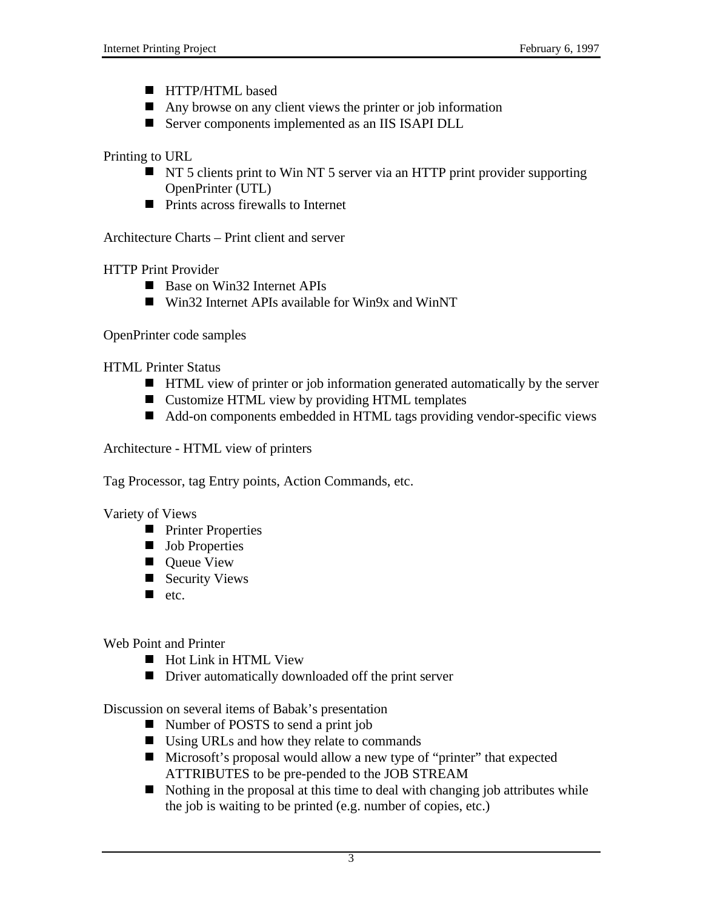- HTTP/HTML based
- Any browse on any client views the printer or job information
- Server components implemented as an IIS ISAPI DLL

Printing to URL

- NT 5 clients print to Win NT 5 server via an HTTP print provider supporting OpenPrinter (UTL)
- Prints across firewalls to Internet

Architecture Charts – Print client and server

HTTP Print Provider

- Base on Win32 Internet APIs
- Win32 Internet APIs available for Win9x and WinNT

OpenPrinter code samples

HTML Printer Status

- HTML view of printer or job information generated automatically by the server
- Customize HTML view by providing HTML templates
- Add-on components embedded in HTML tags providing vendor-specific views

Architecture - HTML view of printers

Tag Processor, tag Entry points, Action Commands, etc.

Variety of Views

- Printer Properties
- Job Properties
- Queue View
- Security Views
- etc.

Web Point and Printer

- Hot Link in HTML View
- Driver automatically downloaded off the print server

Discussion on several items of Babak's presentation

- Number of POSTS to send a print job
- Using URLs and how they relate to commands
- Microsoft's proposal would allow a new type of "printer" that expected ATTRIBUTES to be pre-pended to the JOB STREAM
- Nothing in the proposal at this time to deal with changing job attributes while the job is waiting to be printed (e.g. number of copies, etc.)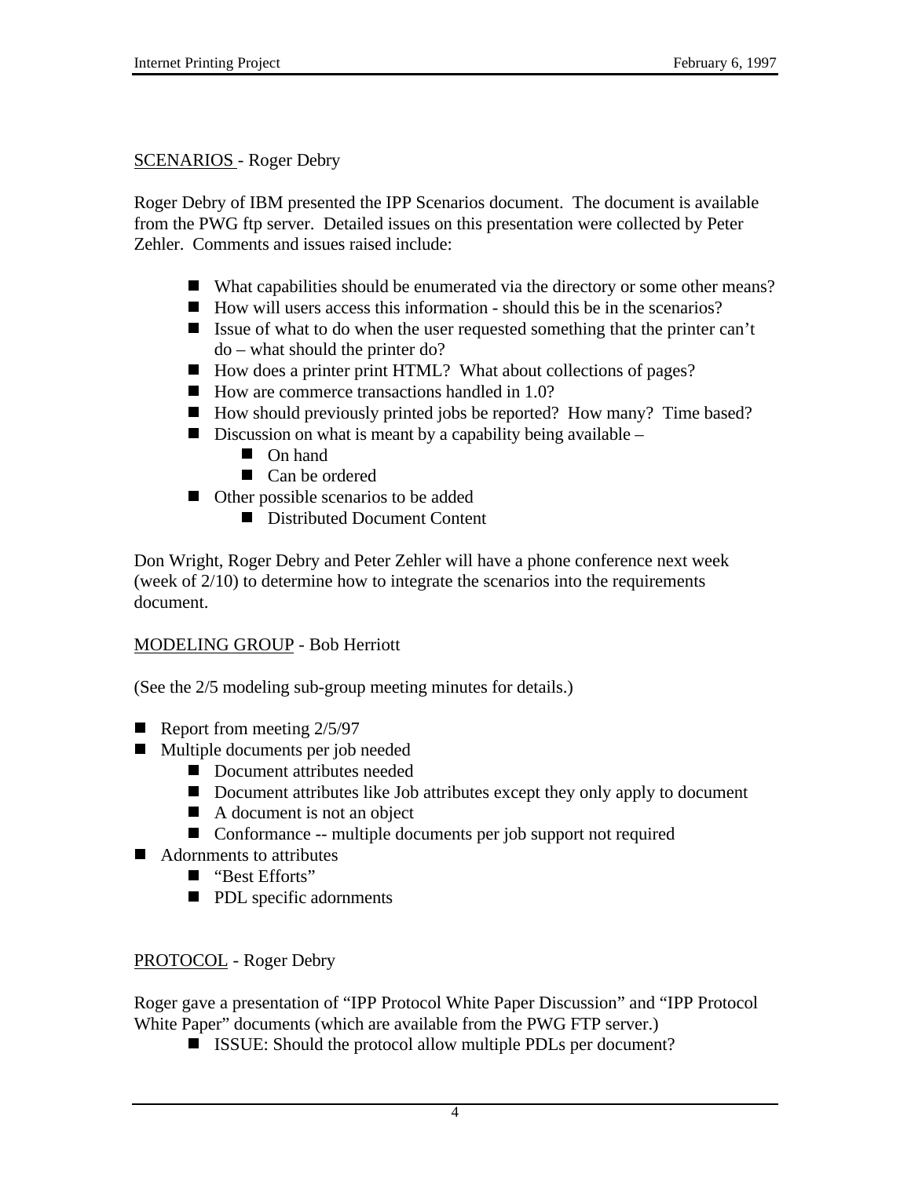<u>SCENARIOS</u> - Roger Debry

Roger Debry of IBM presented the IPP Scenarios document. The document is available from the PWG ftp server. Detailed issues on this presentation were collected by Peter Zehler. Comments and issues raised include:

- What capabilities should be enumerated via the directory or some other means?
- How will users access this information - should this be in the scenarios?
- Issue of what to do when the user requested something that the printer can't do – what should the printer do?
- How does a printer print HTML? What about collections of pages?
- How are commerce transactions handled in 1.0?
- How should previously printed jobs be reported? How many? Time based?
- Discussion on what is meant by a capability being available –
  - On hand
  - Can be ordered
- Other possible scenarios to be added
  - Distributed Document Content

Don Wright, Roger Debry and Peter Zehler will have a phone conference next week (week of 2/10) to determine how to integrate the scenarios into the requirements document.

<u>MODELING GROUP</u> - Bob Herriott

(See the 2/5 modeling sub-group meeting minutes for details.)

- Report from meeting 2/5/97
- Multiple documents per job needed
  - Document attributes needed
  - Document attributes like Job attributes except they only apply to document
  - A document is not an object
  - Conformance -- multiple documents per job support not required
- Adornments to attributes
  - "Best Efforts"
  - PDL specific adornments

<u>PROTOCOL</u> - Roger Debry

Roger gave a presentation of "IPP Protocol White Paper Discussion" and "IPP Protocol White Paper" documents (which are available from the PWG FTP server.)

- ISSUE: Should the protocol allow multiple PDLs per document?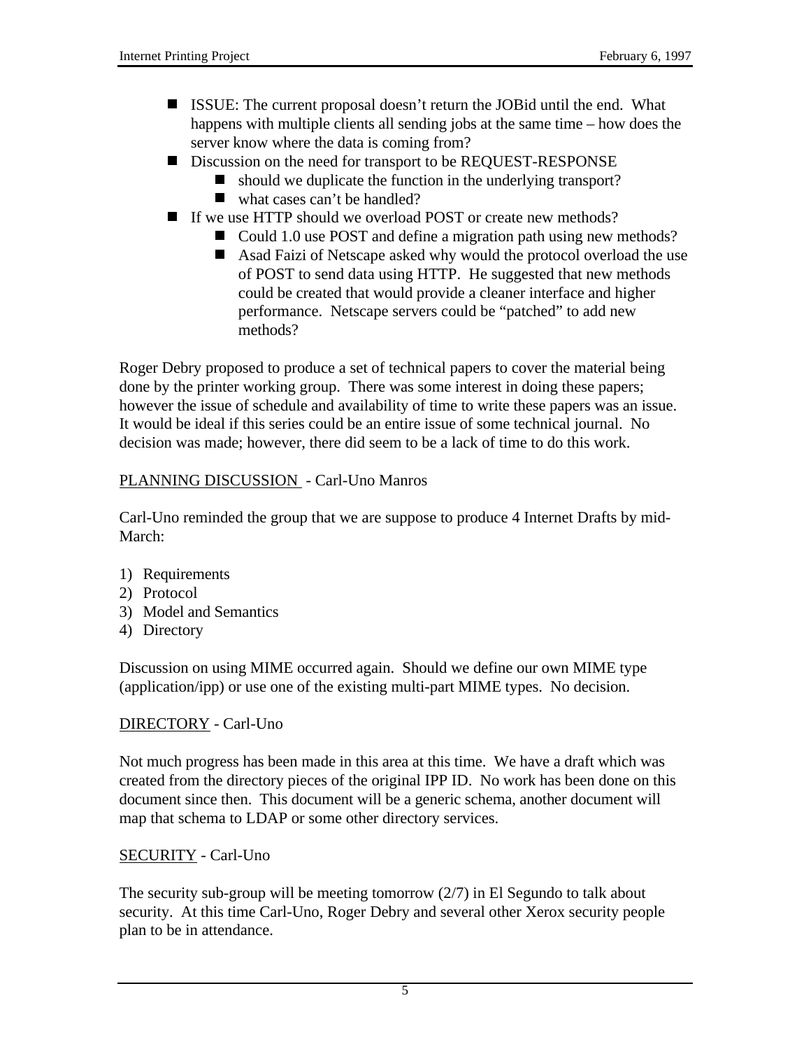- ISSUE: The current proposal doesn't return the JOBid until the end. What happens with multiple clients all sending jobs at the same time – how does the server know where the data is coming from?
- Discussion on the need for transport to be REQUEST-RESPONSE
  - should we duplicate the function in the underlying transport?
  - what cases can't be handled?
- If we use HTTP should we overload POST or create new methods?
  - Could 1.0 use POST and define a migration path using new methods?
  - Asad Faizi of Netscape asked why would the protocol overload the use of POST to send data using HTTP. He suggested that new methods could be created that would provide a cleaner interface and higher performance. Netscape servers could be "patched" to add new methods?

Roger Debry proposed to produce a set of technical papers to cover the material being done by the printer working group. There was some interest in doing these papers; however the issue of schedule and availability of time to write these papers was an issue. It would be ideal if this series could be an entire issue of some technical journal. No decision was made; however, there did seem to be a lack of time to do this work.

<u>PLANNING DISCUSSION</u> - Carl-Uno Manros

Carl-Uno reminded the group that we are suppose to produce 4 Internet Drafts by mid-March:

1) Requirements
2) Protocol
3) Model and Semantics
4) Directory

Discussion on using MIME occurred again. Should we define our own MIME type (application/ipp) or use one of the existing multi-part MIME types. No decision.

<u>DIRECTORY</u> - Carl-Uno

Not much progress has been made in this area at this time. We have a draft which was created from the directory pieces of the original IPP ID. No work has been done on this document since then. This document will be a generic schema, another document will map that schema to LDAP or some other directory services.

<u>SECURITY</u> - Carl-Uno

The security sub-group will be meeting tomorrow (2/7) in El Segundo to talk about security. At this time Carl-Uno, Roger Debry and several other Xerox security people plan to be in attendance.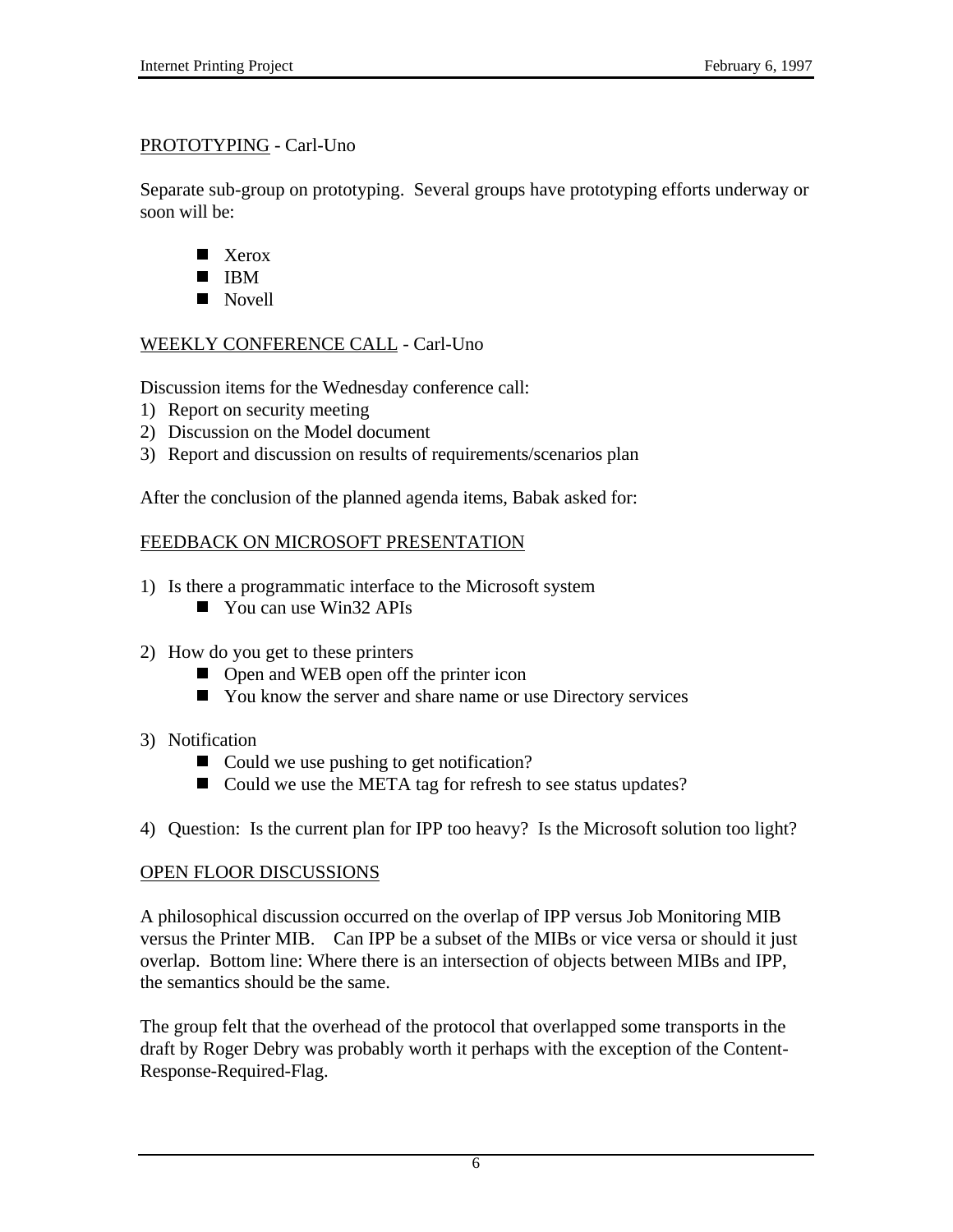<u>PROTOTYPING</u> - Carl-Uno

Separate sub-group on prototyping. Several groups have prototyping efforts underway or soon will be:

- Xerox
- IBM
- Novell

<u>WEEKLY CONFERENCE CALL</u> - Carl-Uno

Discussion items for the Wednesday conference call:

1) Report on security meeting
2) Discussion on the Model document
3) Report and discussion on results of requirements/scenarios plan

After the conclusion of the planned agenda items, Babak asked for:

<u>FEEDBACK ON MICROSOFT PRESENTATION</u>

1) Is there a programmatic interface to the Microsoft system
   - You can use Win32 APIs

2) How do you get to these printers
   - Open and WEB open off the printer icon
   - You know the server and share name or use Directory services

3) Notification
   - Could we use pushing to get notification?
   - Could we use the META tag for refresh to see status updates?

4) Question: Is the current plan for IPP too heavy? Is the Microsoft solution too light?

<u>OPEN FLOOR DISCUSSIONS</u>

A philosophical discussion occurred on the overlap of IPP versus Job Monitoring MIB versus the Printer MIB. Can IPP be a subset of the MIBs or vice versa or should it just overlap. Bottom line: Where there is an intersection of objects between MIBs and IPP, the semantics should be the same.

The group felt that the overhead of the protocol that overlapped some transports in the draft by Roger Debry was probably worth it perhaps with the exception of the Content-Response-Required-Flag.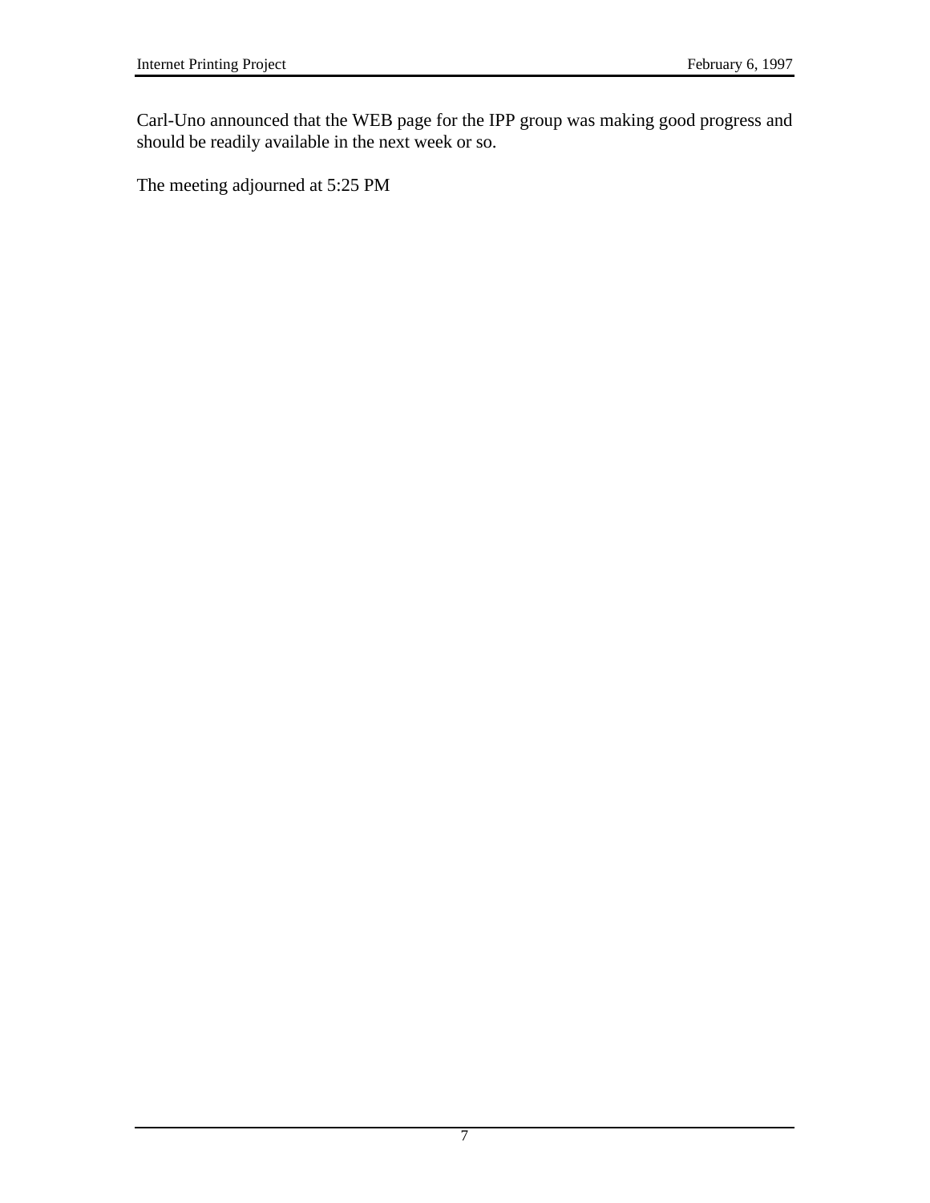Carl-Uno announced that the WEB page for the IPP group was making good progress and should be readily available in the next week or so.

The meeting adjourned at 5:25 PM